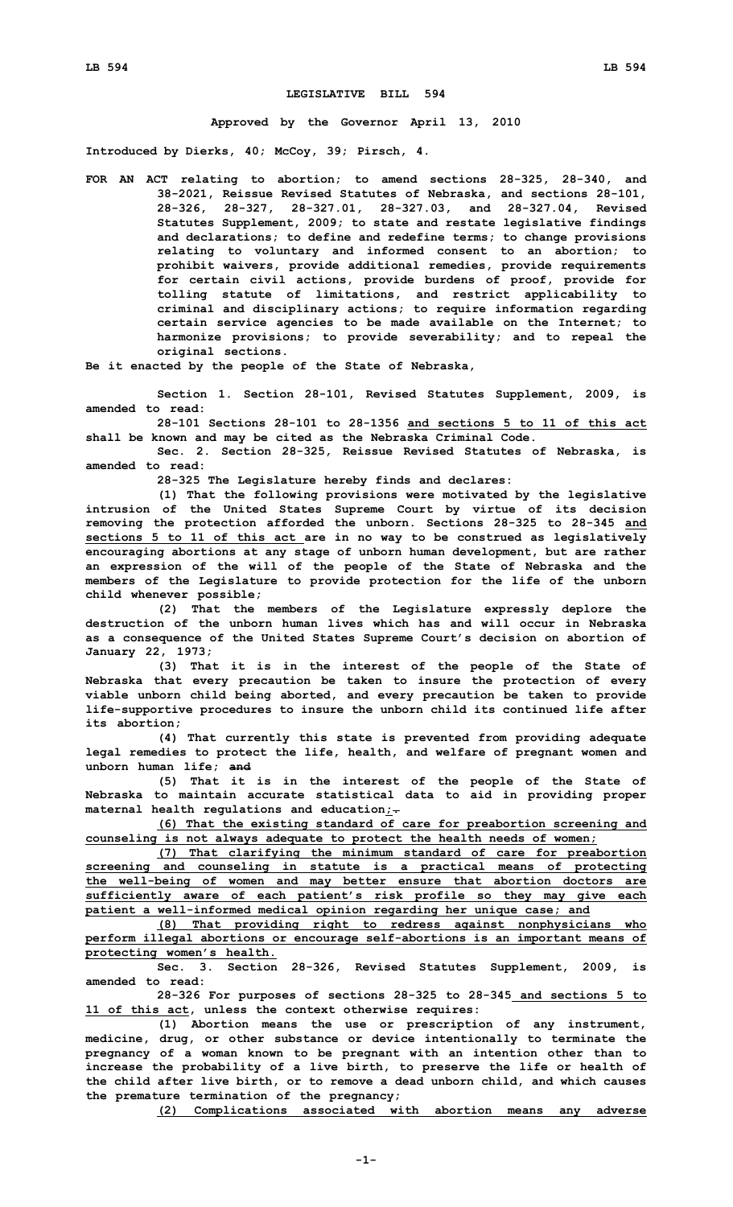# LEGISLATIVE BILL 594

**Approved by the Governor April 13, 2010**

**Introduced by Dierks, 40; McCoy, 39; Pirsch, 4.**

**FOR AN ACT relating to abortion; to amend sections 28-325, 28-340, and 38-2021, Reissue Revised Statutes of Nebraska, and sections 28-101, 28-326, 28-327, 28-327.01, 28-327.03, and 28-327.04, Revised Statutes Supplement, 2009; to state and restate legislative findings and declarations; to define and redefine terms; to change provisions relating to voluntary and informed consent to an abortion; to prohibit waivers, provide additional remedies, provide requirements for certain civil actions, provide burdens of proof, provide for tolling statute of limitations, and restrict applicability to criminal and disciplinary actions; to require information regarding certain service agencies to be made available on the Internet; to harmonize provisions; to provide severability; and to repeal the original sections.**

**Be it enacted by the people of the State of Nebraska,**

**Section 1. Section 28-101, Revised Statutes Supplement, 2009, is amended to read:**

**28-101 Sections 28-101 to 28-1356 <u>and sections 5 to 11 of this act</u> shall be known and may be cited as the Nebraska Criminal Code.**

**Sec. 2. Section 28-325, Reissue Revised Statutes of Nebraska, is amended to read:**

**28-325 The Legislature hereby finds and declares:**

**(1) That the following provisions were motivated by the legislative intrusion of the United States Supreme Court by virtue of its decision removing the protection afforded the unborn. Sections 28-325 to 28-345 <u>and sections 5 to 11 of this act</u> are in no way to be construed as legislatively encouraging abortions at any stage of unborn human development, but are rather an expression of the will of the people of the State of Nebraska and the members of the Legislature to provide protection for the life of the unborn child whenever possible;**

**(2) That the members of the Legislature expressly deplore the destruction of the unborn human lives which has and will occur in Nebraska as a consequence of the United States Supreme Court's decision on abortion of January 22, 1973;**

**(3) That it is in the interest of the people of the State of Nebraska that every precaution be taken to insure the protection of every viable unborn child being aborted, and every precaution be taken to provide life-supportive procedures to insure the unborn child its continued life after its abortion;**

**(4) That currently this state is prevented from providing adequate legal remedies to protect the life, health, and welfare of pregnant women and unborn human life; ~~and~~**

**(5) That it is in the interest of the people of the State of Nebraska to maintain accurate statistical data to aid in providing proper maternal health regulations and education<u>;</u>~~.~~**

**<u>(6) That the existing standard of care for preabortion screening and counseling is not always adequate to protect the health needs of women;</u>**

**<u>(7) That clarifying the minimum standard of care for preabortion screening and counseling in statute is a practical means of protecting the well-being of women and may better ensure that abortion doctors are sufficiently aware of each patient's risk profile so they may give each patient a well-informed medical opinion regarding her unique case; and</u>**

**<u>(8) That providing right to redress against nonphysicians who perform illegal abortions or encourage self-abortions is an important means of protecting women's health.</u>**

**Sec. 3. Section 28-326, Revised Statutes Supplement, 2009, is amended to read:**

**28-326 For purposes of sections 28-325 to 28-345<u> and sections 5 to 11 of this act</u>, unless the context otherwise requires:**

**(1) Abortion means the use or prescription of any instrument, medicine, drug, or other substance or device intentionally to terminate the pregnancy of a woman known to be pregnant with an intention other than to increase the probability of a live birth, to preserve the life or health of the child after live birth, or to remove a dead unborn child, and which causes the premature termination of the pregnancy;**

**<u>(2) Complications associated with abortion means any adverse</u>**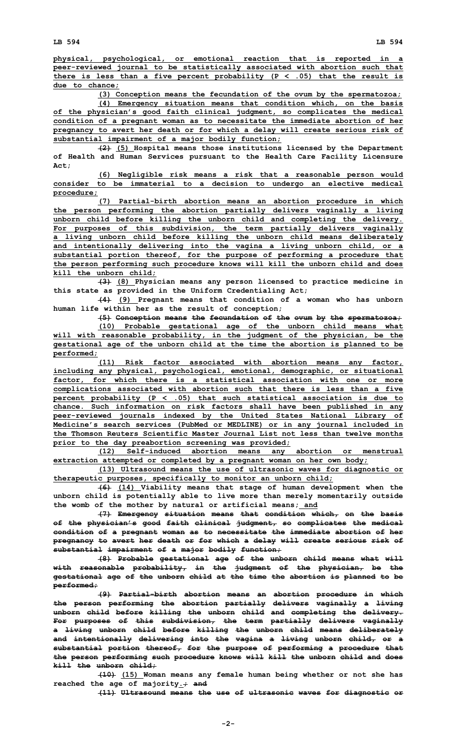physical, psychological, or emotional reaction that is reported in a peer-reviewed journal to be statistically associated with abortion such that there is less than a five percent probability (P < .05) that the result is due to chance;

(3) Conception means the fecundation of the ovum by the spermatozoa;

(4) Emergency situation means that condition which, on the basis of the physician's good faith clinical judgment, so complicates the medical condition of a pregnant woman as to necessitate the immediate abortion of her pregnancy to avert her death or for which a delay will create serious risk of substantial impairment of a major bodily function;

~~(2)~~ (5) Hospital means those institutions licensed by the Department of Health and Human Services pursuant to the Health Care Facility Licensure Act;

(6) Negligible risk means a risk that a reasonable person would consider to be immaterial to a decision to undergo an elective medical procedure;

(7) Partial-birth abortion means an abortion procedure in which the person performing the abortion partially delivers vaginally a living unborn child before killing the unborn child and completing the delivery. For purposes of this subdivision, the term partially delivers vaginally a living unborn child before killing the unborn child means deliberately and intentionally delivering into the vagina a living unborn child, or a substantial portion thereof, for the purpose of performing a procedure that the person performing such procedure knows will kill the unborn child and does kill the unborn child;

~~(3)~~ (8) Physician means any person licensed to practice medicine in this state as provided in the Uniform Credentialing Act;

~~(4)~~ (9) Pregnant means that condition of a woman who has unborn human life within her as the result of conception;

~~(5) Conception means the fecundation of the ovum by the spermatozoa;~~

(10) Probable gestational age of the unborn child means what will with reasonable probability, in the judgment of the physician, be the gestational age of the unborn child at the time the abortion is planned to be performed;

(11) Risk factor associated with abortion means any factor, including any physical, psychological, emotional, demographic, or situational factor, for which there is a statistical association with one or more complications associated with abortion such that there is less than a five percent probability (P < .05) that such statistical association is due to chance. Such information on risk factors shall have been published in any peer-reviewed journals indexed by the United States National Library of Medicine's search services (PubMed or MEDLINE) or in any journal included in the Thomson Reuters Scientific Master Journal List not less than twelve months prior to the day preabortion screening was provided;

(12) Self-induced abortion means any abortion or menstrual extraction attempted or completed by a pregnant woman on her own body;

(13) Ultrasound means the use of ultrasonic waves for diagnostic or therapeutic purposes, specifically to monitor an unborn child;

~~(6)~~ (14) Viability means that stage of human development when the unborn child is potentially able to live more than merely momentarily outside the womb of the mother by natural or artificial means; and

~~(7) Emergency situation means that condition which, on the basis of the physician's good faith clinical judgment, so complicates the medical condition of a pregnant woman as to necessitate the immediate abortion of her pregnancy to avert her death or for which a delay will create serious risk of substantial impairment of a major bodily function;~~

~~(8) Probable gestational age of the unborn child means what will with reasonable probability, in the judgment of the physician, be the gestational age of the unborn child at the time the abortion is planned to be performed;~~

~~(9) Partial-birth abortion means an abortion procedure in which the person performing the abortion partially delivers vaginally a living unborn child before killing the unborn child and completing the delivery. For purposes of this subdivision, the term partially delivers vaginally a living unborn child before killing the unborn child means deliberately and intentionally delivering into the vagina a living unborn child, or a substantial portion thereof, for the purpose of performing a procedure that the person performing such procedure knows will kill the unborn child and does kill the unborn child;~~

~~(10)~~ (15) Woman means any female human being whether or not she has reached the age of majority.~~; and~~

~~(11) Ultrasound means the use of ultrasonic waves for diagnostic or~~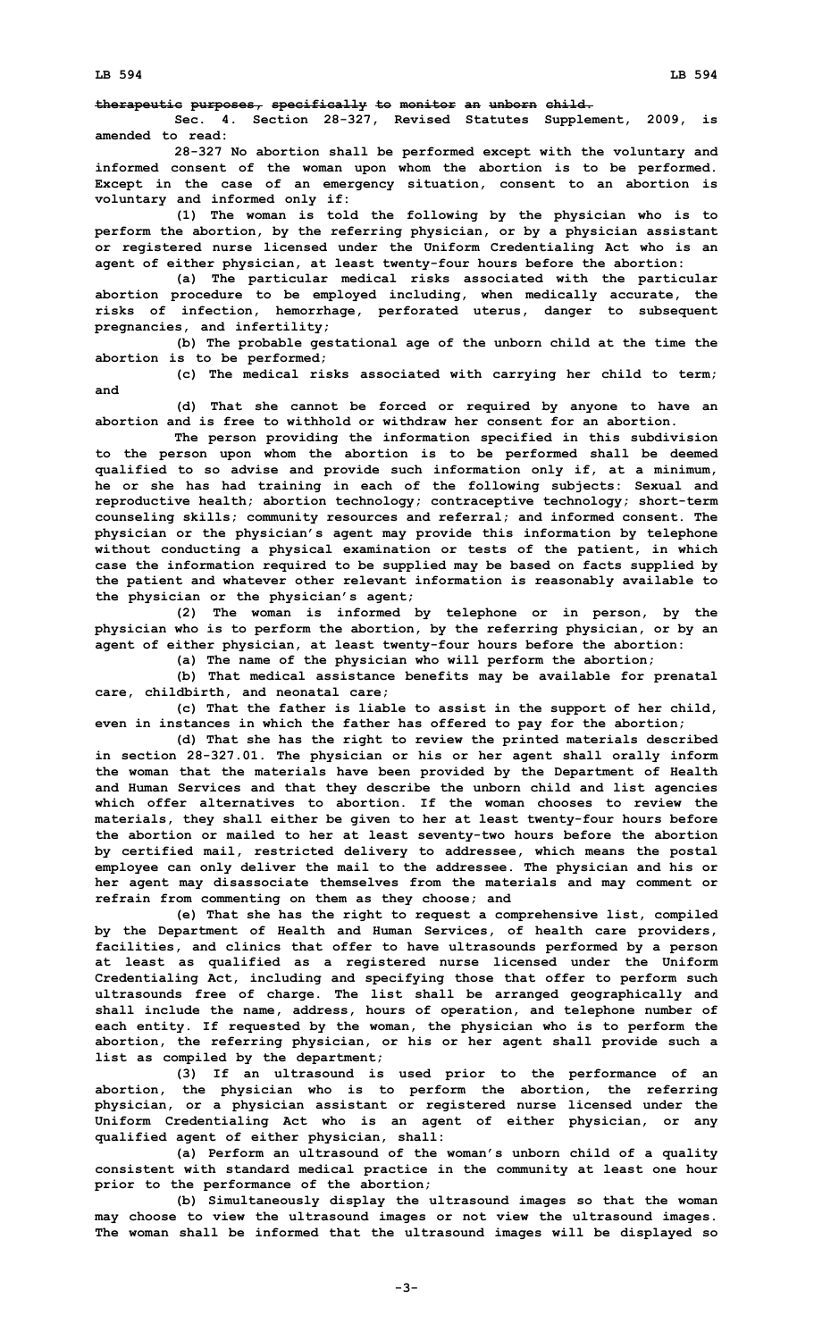~~therapeutic purposes, specifically to monitor an unborn child.~~

Sec. 4. Section 28-327, Revised Statutes Supplement, 2009, is amended to read:

28-327 No abortion shall be performed except with the voluntary and informed consent of the woman upon whom the abortion is to be performed. Except in the case of an emergency situation, consent to an abortion is voluntary and informed only if:

(1) The woman is told the following by the physician who is to perform the abortion, by the referring physician, or by a physician assistant or registered nurse licensed under the Uniform Credentialing Act who is an agent of either physician, at least twenty-four hours before the abortion:

(a) The particular medical risks associated with the particular abortion procedure to be employed including, when medically accurate, the risks of infection, hemorrhage, perforated uterus, danger to subsequent pregnancies, and infertility;

(b) The probable gestational age of the unborn child at the time the abortion is to be performed;

(c) The medical risks associated with carrying her child to term; and

(d) That she cannot be forced or required by anyone to have an abortion and is free to withhold or withdraw her consent for an abortion.

The person providing the information specified in this subdivision to the person upon whom the abortion is to be performed shall be deemed qualified to so advise and provide such information only if, at a minimum, he or she has had training in each of the following subjects: Sexual and reproductive health; abortion technology; contraceptive technology; short-term counseling skills; community resources and referral; and informed consent. The physician or the physician's agent may provide this information by telephone without conducting a physical examination or tests of the patient, in which case the information required to be supplied may be based on facts supplied by the patient and whatever other relevant information is reasonably available to the physician or the physician's agent;

(2) The woman is informed by telephone or in person, by the physician who is to perform the abortion, by the referring physician, or by an agent of either physician, at least twenty-four hours before the abortion:

(a) The name of the physician who will perform the abortion;

(b) That medical assistance benefits may be available for prenatal care, childbirth, and neonatal care;

(c) That the father is liable to assist in the support of her child, even in instances in which the father has offered to pay for the abortion;

(d) That she has the right to review the printed materials described in section 28-327.01. The physician or his or her agent shall orally inform the woman that the materials have been provided by the Department of Health and Human Services and that they describe the unborn child and list agencies which offer alternatives to abortion. If the woman chooses to review the materials, they shall either be given to her at least twenty-four hours before the abortion or mailed to her at least seventy-two hours before the abortion by certified mail, restricted delivery to addressee, which means the postal employee can only deliver the mail to the addressee. The physician and his or her agent may disassociate themselves from the materials and may comment or refrain from commenting on them as they choose; and

(e) That she has the right to request a comprehensive list, compiled by the Department of Health and Human Services, of health care providers, facilities, and clinics that offer to have ultrasounds performed by a person at least as qualified as a registered nurse licensed under the Uniform Credentialing Act, including and specifying those that offer to perform such ultrasounds free of charge. The list shall be arranged geographically and shall include the name, address, hours of operation, and telephone number of each entity. If requested by the woman, the physician who is to perform the abortion, the referring physician, or his or her agent shall provide such a list as compiled by the department;

(3) If an ultrasound is used prior to the performance of an abortion, the physician who is to perform the abortion, the referring physician, or a physician assistant or registered nurse licensed under the Uniform Credentialing Act who is an agent of either physician, or any qualified agent of either physician, shall:

(a) Perform an ultrasound of the woman's unborn child of a quality consistent with standard medical practice in the community at least one hour prior to the performance of the abortion;

(b) Simultaneously display the ultrasound images so that the woman may choose to view the ultrasound images or not view the ultrasound images. The woman shall be informed that the ultrasound images will be displayed so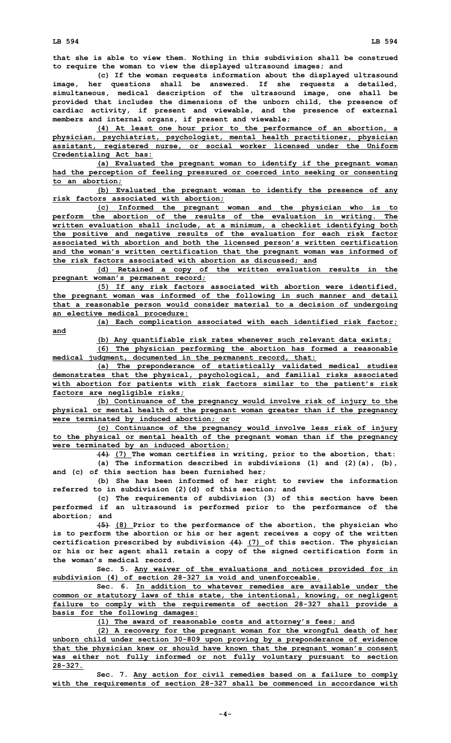that she is able to view them. Nothing in this subdivision shall be construed to require the woman to view the displayed ultrasound images; and

(c) If the woman requests information about the displayed ultrasound image, her questions shall be answered. If she requests a detailed, simultaneous, medical description of the ultrasound image, one shall be provided that includes the dimensions of the unborn child, the presence of cardiac activity, if present and viewable, and the presence of external members and internal organs, if present and viewable;

(4) At least one hour prior to the performance of an abortion, a physician, psychiatrist, psychologist, mental health practitioner, physician assistant, registered nurse, or social worker licensed under the Uniform Credentialing Act has:

(a) Evaluated the pregnant woman to identify if the pregnant woman had the perception of feeling pressured or coerced into seeking or consenting to an abortion;

(b) Evaluated the pregnant woman to identify the presence of any risk factors associated with abortion;

(c) Informed the pregnant woman and the physician who is to perform the abortion of the results of the evaluation in writing. The written evaluation shall include, at a minimum, a checklist identifying both the positive and negative results of the evaluation for each risk factor associated with abortion and both the licensed person's written certification and the woman's written certification that the pregnant woman was informed of the risk factors associated with abortion as discussed; and

(d) Retained a copy of the written evaluation results in the pregnant woman's permanent record;

(5) If any risk factors associated with abortion were identified, the pregnant woman was informed of the following in such manner and detail that a reasonable person would consider material to a decision of undergoing an elective medical procedure:

(a) Each complication associated with each identified risk factor; and

(b) Any quantifiable risk rates whenever such relevant data exists;

(6) The physician performing the abortion has formed a reasonable medical judgment, documented in the permanent record, that:

(a) The preponderance of statistically validated medical studies demonstrates that the physical, psychological, and familial risks associated with abortion for patients with risk factors similar to the patient's risk factors are negligible risks;

(b) Continuance of the pregnancy would involve risk of injury to the physical or mental health of the pregnant woman greater than if the pregnancy were terminated by induced abortion; or

(c) Continuance of the pregnancy would involve less risk of injury to the physical or mental health of the pregnant woman than if the pregnancy were terminated by an induced abortion;

~~(4)~~ (7) The woman certifies in writing, prior to the abortion, that:

(a) The information described in subdivisions (1) and (2)(a), (b), and (c) of this section has been furnished her;

(b) She has been informed of her right to review the information referred to in subdivision (2)(d) of this section; and

(c) The requirements of subdivision (3) of this section have been performed if an ultrasound is performed prior to the performance of the abortion; and

~~(5)~~ (8) Prior to the performance of the abortion, the physician who is to perform the abortion or his or her agent receives a copy of the written certification prescribed by subdivision ~~(4)~~ (7) of this section. The physician or his or her agent shall retain a copy of the signed certification form in the woman's medical record.

Sec. 5. Any waiver of the evaluations and notices provided for in subdivision (4) of section 28-327 is void and unenforceable.

Sec. 6. In addition to whatever remedies are available under the common or statutory laws of this state, the intentional, knowing, or negligent failure to comply with the requirements of section 28-327 shall provide a basis for the following damages:

(1) The award of reasonable costs and attorney's fees; and

(2) A recovery for the pregnant woman for the wrongful death of her unborn child under section 30-809 upon proving by a preponderance of evidence that the physician knew or should have known that the pregnant woman's consent was either not fully informed or not fully voluntary pursuant to section 28-327.

Sec. 7. Any action for civil remedies based on a failure to comply with the requirements of section 28-327 shall be commenced in accordance with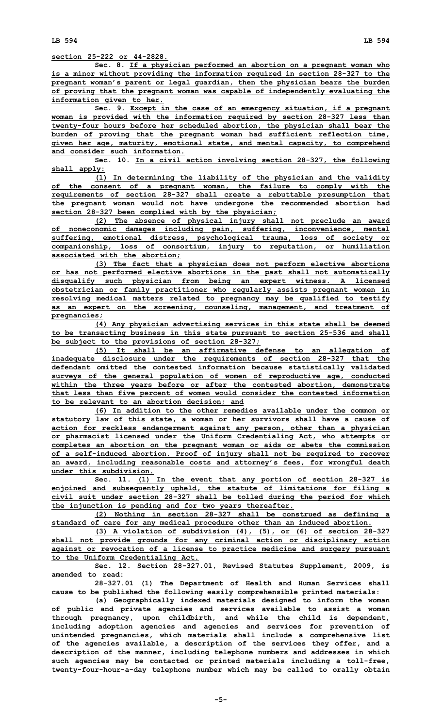section 25-222 or 44-2828.

Sec. 8. If a physician performed an abortion on a pregnant woman who is a minor without providing the information required in section 28-327 to the pregnant woman's parent or legal guardian, then the physician bears the burden of proving that the pregnant woman was capable of independently evaluating the information given to her.

Sec. 9. Except in the case of an emergency situation, if a pregnant woman is provided with the information required by section 28-327 less than twenty-four hours before her scheduled abortion, the physician shall bear the burden of proving that the pregnant woman had sufficient reflection time, given her age, maturity, emotional state, and mental capacity, to comprehend and consider such information.

Sec. 10. In a civil action involving section 28-327, the following shall apply:

(1) In determining the liability of the physician and the validity of the consent of a pregnant woman, the failure to comply with the requirements of section 28-327 shall create a rebuttable presumption that the pregnant woman would not have undergone the recommended abortion had section 28-327 been complied with by the physician;

(2) The absence of physical injury shall not preclude an award of noneconomic damages including pain, suffering, inconvenience, mental suffering, emotional distress, psychological trauma, loss of society or companionship, loss of consortium, injury to reputation, or humiliation associated with the abortion;

(3) The fact that a physician does not perform elective abortions or has not performed elective abortions in the past shall not automatically disqualify such physician from being an expert witness. A licensed obstetrician or family practitioner who regularly assists pregnant women in resolving medical matters related to pregnancy may be qualified to testify as an expert on the screening, counseling, management, and treatment of pregnancies;

(4) Any physician advertising services in this state shall be deemed to be transacting business in this state pursuant to section 25-536 and shall be subject to the provisions of section 28-327;

(5) It shall be an affirmative defense to an allegation of inadequate disclosure under the requirements of section 28-327 that the defendant omitted the contested information because statistically validated surveys of the general population of women of reproductive age, conducted within the three years before or after the contested abortion, demonstrate that less than five percent of women would consider the contested information to be relevant to an abortion decision; and

(6) In addition to the other remedies available under the common or statutory law of this state, a woman or her survivors shall have a cause of action for reckless endangerment against any person, other than a physician or pharmacist licensed under the Uniform Credentialing Act, who attempts or completes an abortion on the pregnant woman or aids or abets the commission of a self-induced abortion. Proof of injury shall not be required to recover an award, including reasonable costs and attorney's fees, for wrongful death under this subdivision.

Sec. 11. (1) In the event that any portion of section 28-327 is enjoined and subsequently upheld, the statute of limitations for filing a civil suit under section 28-327 shall be tolled during the period for which the injunction is pending and for two years thereafter.

(2) Nothing in section 28-327 shall be construed as defining a standard of care for any medical procedure other than an induced abortion.

(3) A violation of subdivision (4), (5), or (6) of section 28-327 shall not provide grounds for any criminal action or disciplinary action against or revocation of a license to practice medicine and surgery pursuant to the Uniform Credentialing Act.

Sec. 12. Section 28-327.01, Revised Statutes Supplement, 2009, is amended to read:

28-327.01 (1) The Department of Health and Human Services shall cause to be published the following easily comprehensible printed materials:

(a) Geographically indexed materials designed to inform the woman of public and private agencies and services available to assist a woman through pregnancy, upon childbirth, and while the child is dependent, including adoption agencies and agencies and services for prevention of unintended pregnancies, which materials shall include a comprehensive list of the agencies available, a description of the services they offer, and a description of the manner, including telephone numbers and addresses in which such agencies may be contacted or printed materials including a toll-free, twenty-four-hour-a-day telephone number which may be called to orally obtain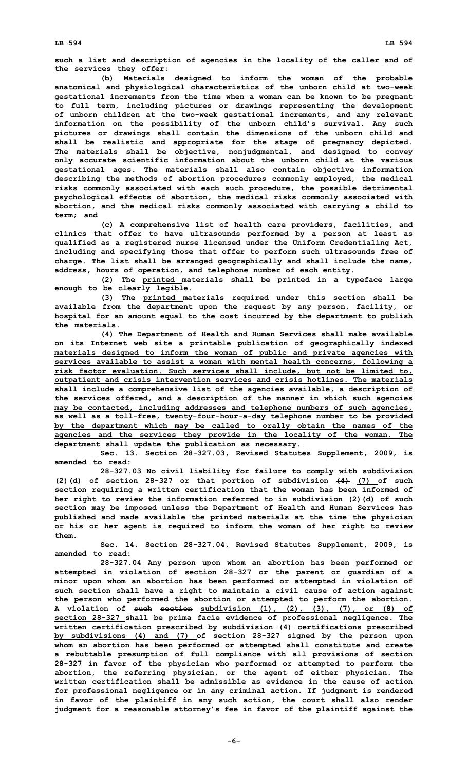such a list and description of agencies in the locality of the caller and of the services they offer;

(b) Materials designed to inform the woman of the probable anatomical and physiological characteristics of the unborn child at two-week gestational increments from the time when a woman can be known to be pregnant to full term, including pictures or drawings representing the development of unborn children at the two-week gestational increments, and any relevant information on the possibility of the unborn child's survival. Any such pictures or drawings shall contain the dimensions of the unborn child and shall be realistic and appropriate for the stage of pregnancy depicted. The materials shall be objective, nonjudgmental, and designed to convey only accurate scientific information about the unborn child at the various gestational ages. The materials shall also contain objective information describing the methods of abortion procedures commonly employed, the medical risks commonly associated with each such procedure, the possible detrimental psychological effects of abortion, the medical risks commonly associated with abortion, and the medical risks commonly associated with carrying a child to term; and

(c) A comprehensive list of health care providers, facilities, and clinics that offer to have ultrasounds performed by a person at least as qualified as a registered nurse licensed under the Uniform Credentialing Act, including and specifying those that offer to perform such ultrasounds free of charge. The list shall be arranged geographically and shall include the name, address, hours of operation, and telephone number of each entity.

(2) The printed materials shall be printed in a typeface large enough to be clearly legible.

(3) The printed materials required under this section shall be available from the department upon the request by any person, facility, or hospital for an amount equal to the cost incurred by the department to publish the materials.

(4) The Department of Health and Human Services shall make available on its Internet web site a printable publication of geographically indexed materials designed to inform the woman of public and private agencies with services available to assist a woman with mental health concerns, following a risk factor evaluation. Such services shall include, but not be limited to, outpatient and crisis intervention services and crisis hotlines. The materials shall include a comprehensive list of the agencies available, a description of the services offered, and a description of the manner in which such agencies may be contacted, including addresses and telephone numbers of such agencies, as well as a toll-free, twenty-four-hour-a-day telephone number to be provided by the department which may be called to orally obtain the names of the agencies and the services they provide in the locality of the woman. The department shall update the publication as necessary.

Sec. 13. Section 28-327.03, Revised Statutes Supplement, 2009, is amended to read:

28-327.03 No civil liability for failure to comply with subdivision (2)(d) of section 28-327 or that portion of subdivision ~~(4)~~ (7) of such section requiring a written certification that the woman has been informed of her right to review the information referred to in subdivision (2)(d) of such section may be imposed unless the Department of Health and Human Services has published and made available the printed materials at the time the physician or his or her agent is required to inform the woman of her right to review them.

Sec. 14. Section 28-327.04, Revised Statutes Supplement, 2009, is amended to read:

28-327.04 Any person upon whom an abortion has been performed or attempted in violation of section 28-327 or the parent or guardian of a minor upon whom an abortion has been performed or attempted in violation of such section shall have a right to maintain a civil cause of action against the person who performed the abortion or attempted to perform the abortion. A violation of ~~such section~~ subdivision (1), (2), (3), (7), or (8) of section 28-327 shall be prima facie evidence of professional negligence. The written ~~certification prescribed by subdivision (4)~~ certifications prescribed by subdivisions (4) and (7) of section 28-327 signed by the person upon whom an abortion has been performed or attempted shall constitute and create a rebuttable presumption of full compliance with all provisions of section 28-327 in favor of the physician who performed or attempted to perform the abortion, the referring physician, or the agent of either physician. The written certification shall be admissible as evidence in the cause of action for professional negligence or in any criminal action. If judgment is rendered in favor of the plaintiff in any such action, the court shall also render judgment for a reasonable attorney's fee in favor of the plaintiff against the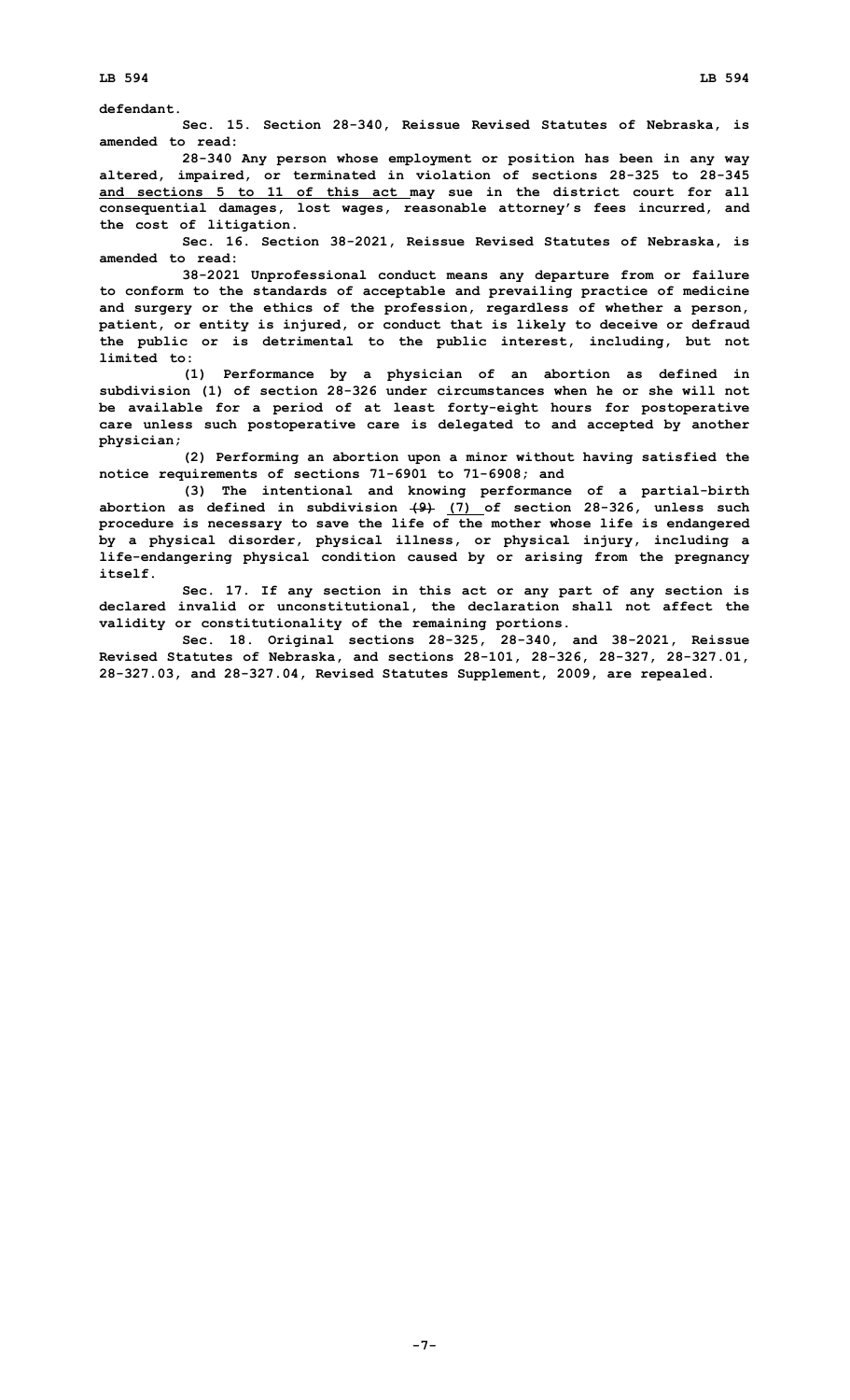defendant.

Sec. 15. Section 28-340, Reissue Revised Statutes of Nebraska, is amended to read:

28-340 Any person whose employment or position has been in any way altered, impaired, or terminated in violation of sections 28-325 to 28-345 and sections 5 to 11 of this act may sue in the district court for all consequential damages, lost wages, reasonable attorney's fees incurred, and the cost of litigation.

Sec. 16. Section 38-2021, Reissue Revised Statutes of Nebraska, is amended to read:

38-2021 Unprofessional conduct means any departure from or failure to conform to the standards of acceptable and prevailing practice of medicine and surgery or the ethics of the profession, regardless of whether a person, patient, or entity is injured, or conduct that is likely to deceive or defraud the public or is detrimental to the public interest, including, but not limited to:

(1) Performance by a physician of an abortion as defined in subdivision (1) of section 28-326 under circumstances when he or she will not be available for a period of at least forty-eight hours for postoperative care unless such postoperative care is delegated to and accepted by another physician;

(2) Performing an abortion upon a minor without having satisfied the notice requirements of sections 71-6901 to 71-6908; and

(3) The intentional and knowing performance of a partial-birth abortion as defined in subdivision ~~(9)~~ (7) of section 28-326, unless such procedure is necessary to save the life of the mother whose life is endangered by a physical disorder, physical illness, or physical injury, including a life-endangering physical condition caused by or arising from the pregnancy itself.

Sec. 17. If any section in this act or any part of any section is declared invalid or unconstitutional, the declaration shall not affect the validity or constitutionality of the remaining portions.

Sec. 18. Original sections 28-325, 28-340, and 38-2021, Reissue Revised Statutes of Nebraska, and sections 28-101, 28-326, 28-327, 28-327.01, 28-327.03, and 28-327.04, Revised Statutes Supplement, 2009, are repealed.